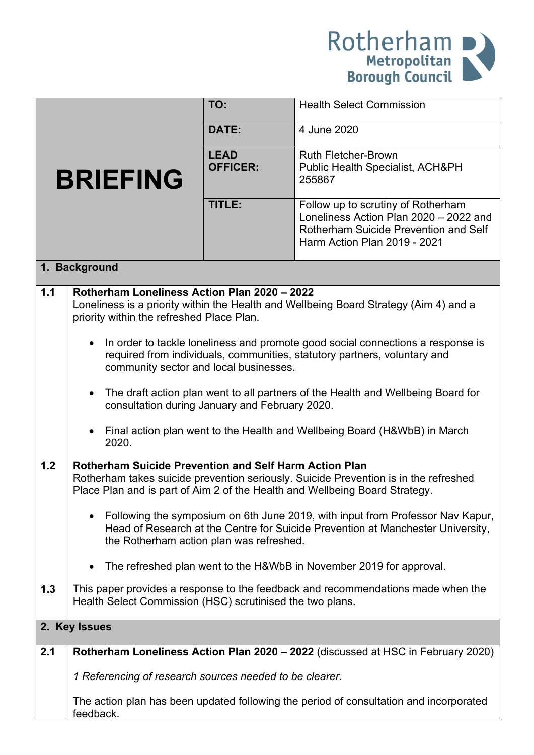Rotherham Metropolitan Borough Council

# BRIEFING

| | |
|---|---|
| **TO:** | Health Select Commission |
| **DATE:** | 4 June 2020 |
| **LEAD OFFICER:** | Ruth Fletcher-Brown<br>Public Health Specialist, ACH&PH<br>255867 |
| **TITLE:** | Follow up to scrutiny of Rotherham Loneliness Action Plan 2020 – 2022 and Rotherham Suicide Prevention and Self Harm Action Plan 2019 - 2021 |

## 1. Background

**1.1 Rotherham Loneliness Action Plan 2020 – 2022**

Loneliness is a priority within the Health and Wellbeing Board Strategy (Aim 4) and a priority within the refreshed Place Plan.

- In order to tackle loneliness and promote good social connections a response is required from individuals, communities, statutory partners, voluntary and community sector and local businesses.
- The draft action plan went to all partners of the Health and Wellbeing Board for consultation during January and February 2020.
- Final action plan went to the Health and Wellbeing Board (H&WbB) in March 2020.

**1.2 Rotherham Suicide Prevention and Self Harm Action Plan**

Rotherham takes suicide prevention seriously. Suicide Prevention is in the refreshed Place Plan and is part of Aim 2 of the Health and Wellbeing Board Strategy.

- Following the symposium on 6th June 2019, with input from Professor Nav Kapur, Head of Research at the Centre for Suicide Prevention at Manchester University, the Rotherham action plan was refreshed.
- The refreshed plan went to the H&WbB in November 2019 for approval.

**1.3** This paper provides a response to the feedback and recommendations made when the Health Select Commission (HSC) scrutinised the two plans.

## 2. Key Issues

**2.1 Rotherham Loneliness Action Plan 2020 – 2022** (discussed at HSC in February 2020)

*1 Referencing of research sources needed to be clearer.*

The action plan has been updated following the period of consultation and incorporated feedback.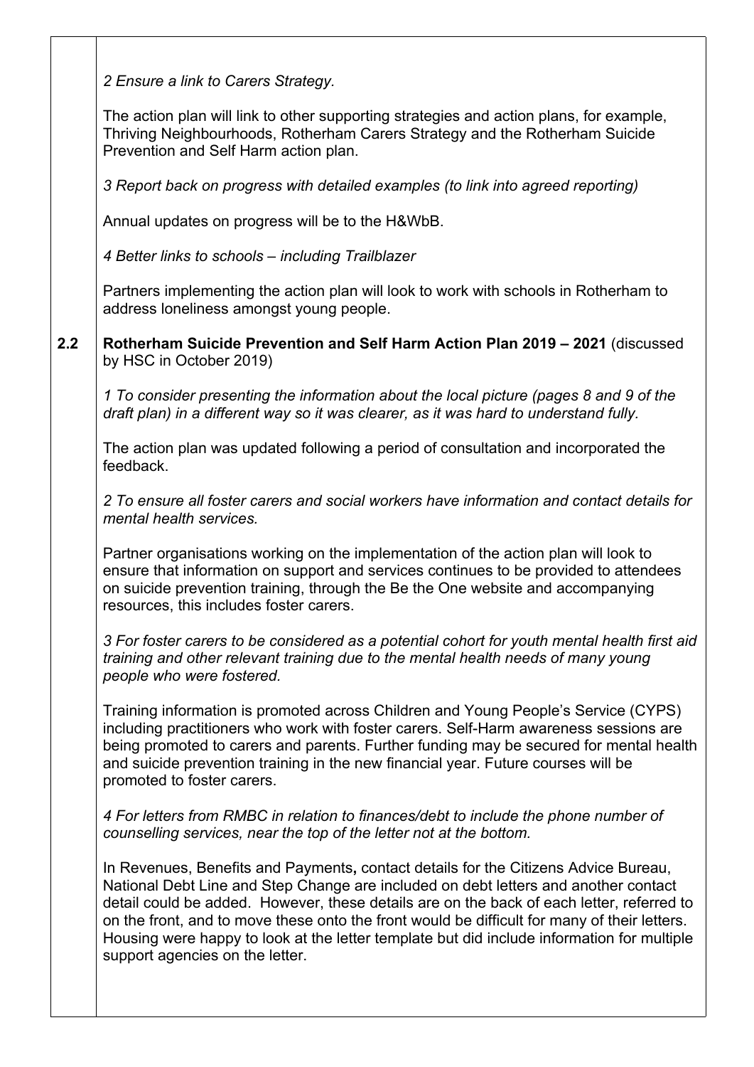*2 Ensure a link to Carers Strategy.*

The action plan will link to other supporting strategies and action plans, for example, Thriving Neighbourhoods, Rotherham Carers Strategy and the Rotherham Suicide Prevention and Self Harm action plan.

*3 Report back on progress with detailed examples (to link into agreed reporting)*

Annual updates on progress will be to the H&WbB.

*4 Better links to schools – including Trailblazer*

Partners implementing the action plan will look to work with schools in Rotherham to address loneliness amongst young people.

**2.2 Rotherham Suicide Prevention and Self Harm Action Plan 2019 – 2021** (discussed by HSC in October 2019)

*1 To consider presenting the information about the local picture (pages 8 and 9 of the draft plan) in a different way so it was clearer, as it was hard to understand fully.*

The action plan was updated following a period of consultation and incorporated the feedback.

*2 To ensure all foster carers and social workers have information and contact details for mental health services.*

Partner organisations working on the implementation of the action plan will look to ensure that information on support and services continues to be provided to attendees on suicide prevention training, through the Be the One website and accompanying resources, this includes foster carers.

*3 For foster carers to be considered as a potential cohort for youth mental health first aid training and other relevant training due to the mental health needs of many young people who were fostered.*

Training information is promoted across Children and Young People's Service (CYPS) including practitioners who work with foster carers. Self-Harm awareness sessions are being promoted to carers and parents. Further funding may be secured for mental health and suicide prevention training in the new financial year. Future courses will be promoted to foster carers.

*4 For letters from RMBC in relation to finances/debt to include the phone number of counselling services, near the top of the letter not at the bottom.*

In Revenues, Benefits and Payments**,** contact details for the Citizens Advice Bureau, National Debt Line and Step Change are included on debt letters and another contact detail could be added. However, these details are on the back of each letter, referred to on the front, and to move these onto the front would be difficult for many of their letters. Housing were happy to look at the letter template but did include information for multiple support agencies on the letter.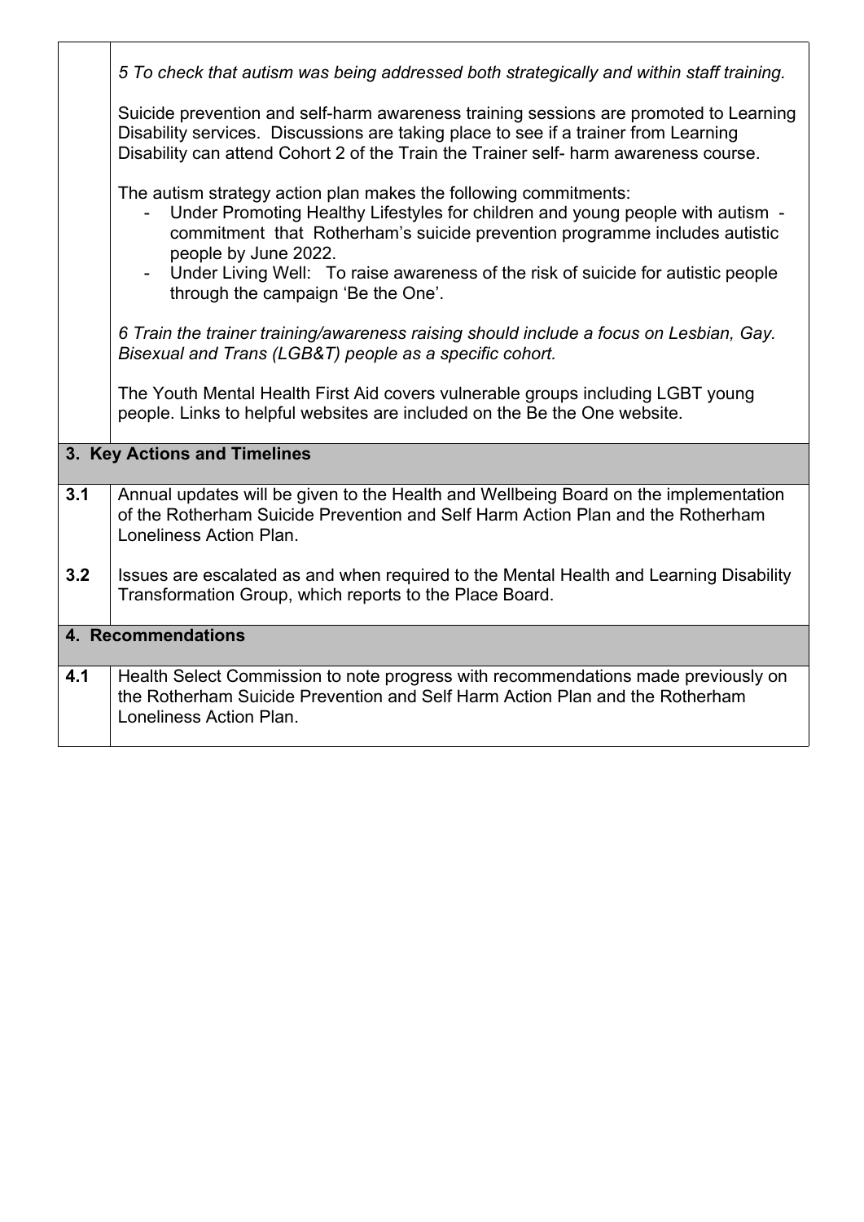*5 To check that autism was being addressed both strategically and within staff training.*

Suicide prevention and self-harm awareness training sessions are promoted to Learning Disability services. Discussions are taking place to see if a trainer from Learning Disability can attend Cohort 2 of the Train the Trainer self- harm awareness course.

The autism strategy action plan makes the following commitments:

- Under Promoting Healthy Lifestyles for children and young people with autism - commitment that Rotherham's suicide prevention programme includes autistic people by June 2022.
- Under Living Well: To raise awareness of the risk of suicide for autistic people through the campaign 'Be the One'.

*6 Train the trainer training/awareness raising should include a focus on Lesbian, Gay. Bisexual and Trans (LGB&T) people as a specific cohort.*

The Youth Mental Health First Aid covers vulnerable groups including LGBT young people. Links to helpful websites are included on the Be the One website.

## 3. Key Actions and Timelines

**3.1** Annual updates will be given to the Health and Wellbeing Board on the implementation of the Rotherham Suicide Prevention and Self Harm Action Plan and the Rotherham Loneliness Action Plan.

**3.2** Issues are escalated as and when required to the Mental Health and Learning Disability Transformation Group, which reports to the Place Board.

## 4. Recommendations

**4.1** Health Select Commission to note progress with recommendations made previously on the Rotherham Suicide Prevention and Self Harm Action Plan and the Rotherham Loneliness Action Plan.